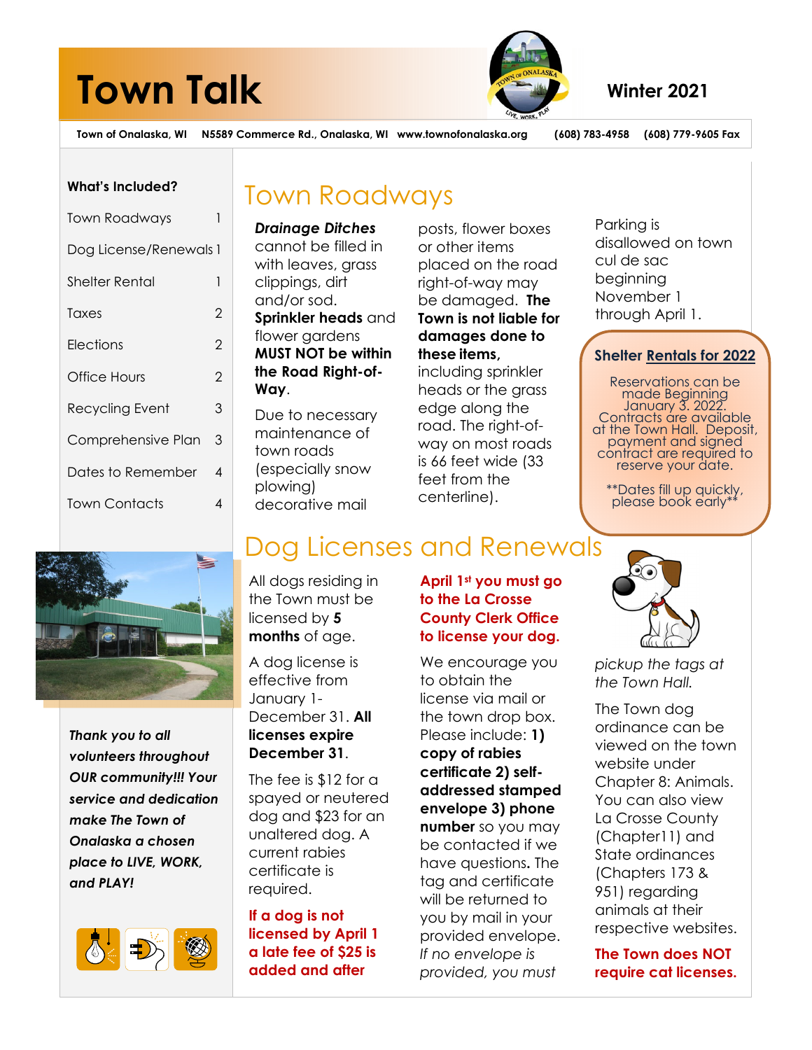# Town Talk

**Winter 2021**

**Town of Onalaska, WI  N5589 Commerce Rd., Onalaska, WI  www.townofonalaska.org  (608) 783-4958  (608) 779-9605 Fax**

**What's Included?**

| | |
|---|---|
| Town Roadways | 1 |
| Dog License/Renewals | 1 |
| Shelter Rental | 1 |
| Taxes | 2 |
| Elections | 2 |
| Office Hours | 2 |
| Recycling Event | 3 |
| Comprehensive Plan | 3 |
| Dates to Remember | 4 |
| Town Contacts | 4 |

***Thank you to all volunteers throughout OUR community!!! Your service and dedication make The Town of Onalaska a chosen place to LIVE, WORK, and PLAY!***

## Town Roadways

***Drainage Ditches*** cannot be filled in with leaves, grass clippings, dirt and/or sod. **Sprinkler heads** and flower gardens **MUST NOT be within the Road Right-of-Way**.

Due to necessary maintenance of town roads (especially snow plowing) decorative mail posts, flower boxes or other items placed on the road right-of-way may be damaged. **The Town is not liable for damages done to these items,** including sprinkler heads or the grass edge along the road. The right-of-way on most roads is 66 feet wide (33 feet from the centerline).

Parking is disallowed on town cul de sac beginning November 1 through April 1.

### Shelter Rentals for 2022

Reservations can be made Beginning January 3. 2022. Contracts are available at the Town Hall. Deposit, payment and signed contract are required to reserve your date.

**Dates fill up quickly, please book early**

## Dog Licenses and Renewals

All dogs residing in the Town must be licensed by **5 months** of age.

A dog license is effective from January 1- December 31. **All licenses expire December 31**.

The fee is $12 for a spayed or neutered dog and $23 for an unaltered dog. A current rabies certificate is required.

**If a dog is not licensed by April 1 a late fee of $25 is added and after April 1st you must go to the La Crosse County Clerk Office to license your dog.**

We encourage you to obtain the license via mail or the town drop box. Please include: **1) copy of rabies certificate 2) self-addressed stamped envelope 3) phone number** so you may be contacted if we have questions. The tag and certificate will be returned to you by mail in your provided envelope. *If no envelope is provided, you must pickup the tags at the Town Hall.*

The Town dog ordinance can be viewed on the town website under Chapter 8: Animals. You can also view La Crosse County (Chapter11) and State ordinances (Chapters 173 & 951) regarding animals at their respective websites.

**The Town does NOT require cat licenses.**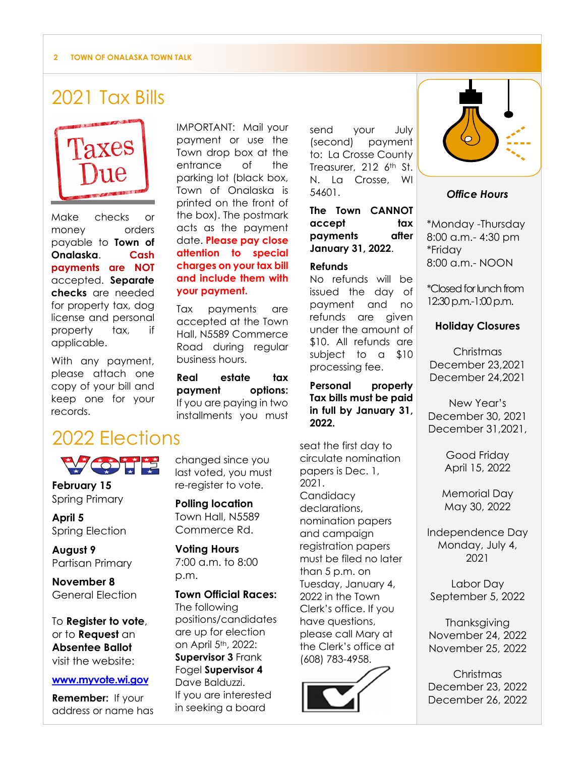# 2021 Tax Bills

Make checks or money orders payable to **Town of Onalaska**. **Cash payments are NOT** accepted. **Separate checks** are needed for property tax, dog license and personal property tax, if applicable.

With any payment, please attach one copy of your bill and keep one for your records.

IMPORTANT: Mail your payment or use the Town drop box at the entrance of the parking lot (black box, Town of Onalaska is printed on the front of the box). The postmark acts as the payment date. **Please pay close attention to special charges on your tax bill and include them with your payment.**

Tax payments are accepted at the Town Hall, N5589 Commerce Road during regular business hours.

**Real estate tax payment options:** If you are paying in two installments you must send your July (second) payment to: La Crosse County Treasurer, 212 6th St. N. La Crosse, WI 54601.

**The Town CANNOT accept tax payments after January 31, 2022.**

**Refunds**
No refunds will be issued the day of payment and no refunds are given under the amount of $10. All refunds are subject to a $10 processing fee.

**Personal property Tax bills must be paid in full by January 31, 2022.**

# 2022 Elections

**February 15**
Spring Primary

**April 5**
Spring Election

**August 9**
Partisan Primary

**November 8**
General Election

To **Register to vote**, or to **Request** an **Absentee Ballot** visit the website:

www.myvote.wi.gov

**Remember:** If your address or name has changed since you last voted, you must re-register to vote.

**Polling location**
Town Hall, N5589 Commerce Rd.

**Voting Hours**
7:00 a.m. to 8:00 p.m.

**Town Official Races:**
The following positions/candidates are up for election on April 5th, 2022: **Supervisor 3** Frank Fogel **Supervisor 4** Dave Balduzzi.
If you are interested in seeking a board seat the first day to circulate nomination papers is Dec. 1, 2021.
Candidacy declarations, nomination papers and campaign registration papers must be filed no later than 5 p.m. on Tuesday, January 4, 2022 in the Town Clerk's office. If you have questions, please call Mary at the Clerk's office at (608) 783-4958.

***Office Hours***

*Monday -Thursday
8:00 a.m.- 4:30 pm
*Friday
8:00 a.m.- NOON

*Closed for lunch from 12:30 p.m.-1:00 p.m.

**Holiday Closures**

Christmas
December 23,2021
December 24,2021

New Year's
December 30, 2021
December 31,2021,

Good Friday
April 15, 2022

Memorial Day
May 30, 2022

Independence Day
Monday, July 4, 2021

Labor Day
September 5, 2022

Thanksgiving
November 24, 2022
November 25, 2022

Christmas
December 23, 2022
December 26, 2022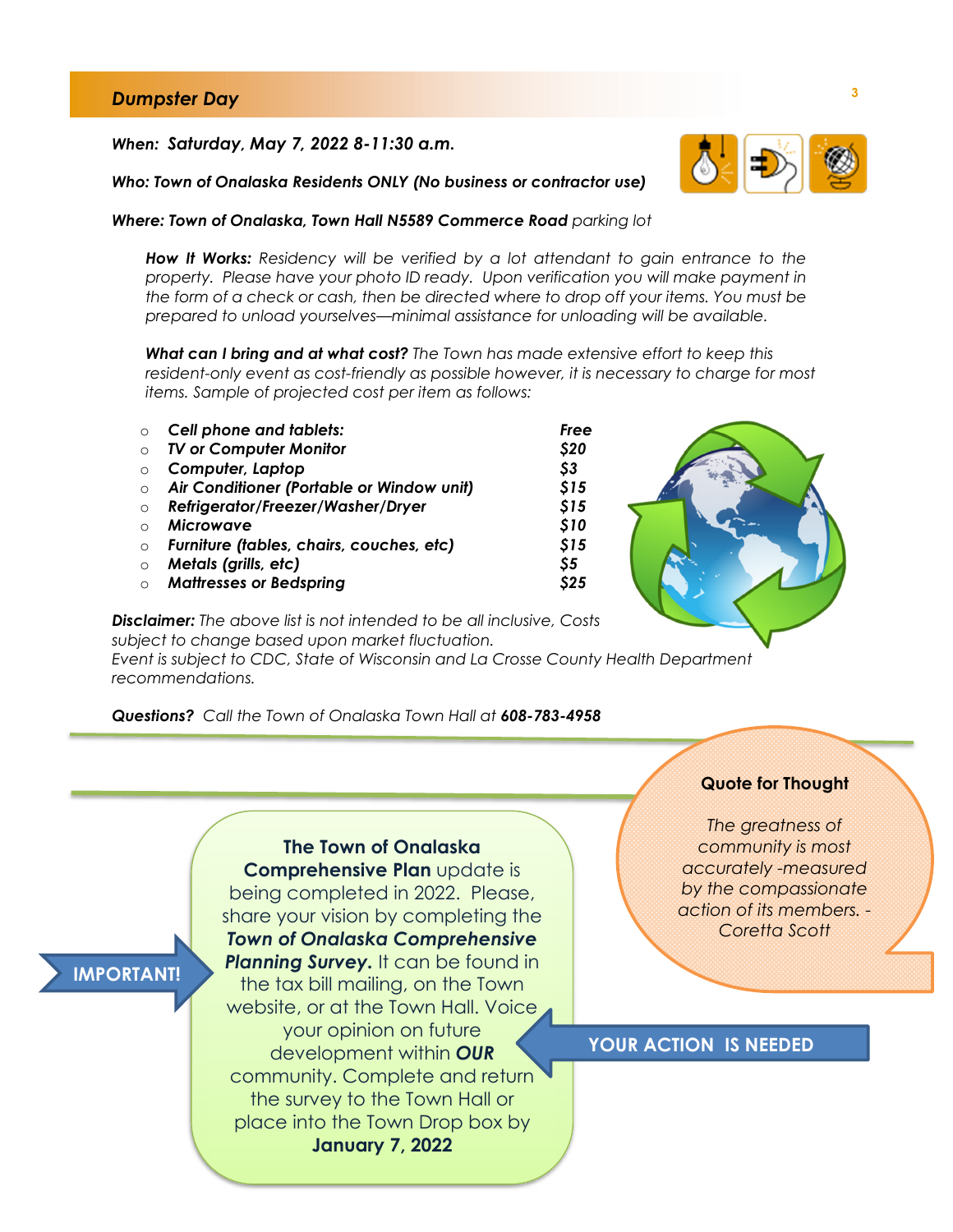## Dumpster Day

***When: Saturday, May 7, 2022 8-11:30 a.m.***

***Who: Town of Onalaska Residents ONLY (No business or contractor use)***

***Where: Town of Onalaska, Town Hall N5589 Commerce Road*** *parking lot*

***How It Works:*** *Residency will be verified by a lot attendant to gain entrance to the property. Please have your photo ID ready. Upon verification you will make payment in the form of a check or cash, then be directed where to drop off your items. You must be prepared to unload yourselves—minimal assistance for unloading will be available.*

***What can I bring and at what cost?*** *The Town has made extensive effort to keep this resident-only event as cost-friendly as possible however, it is necessary to charge for most items. Sample of projected cost per item as follows:*

| Item | Cost |
|---|---|
| ***Cell phone and tablets:*** | ***Free*** |
| ***TV or Computer Monitor*** | ***$20*** |
| ***Computer, Laptop*** | ***$3*** |
| ***Air Conditioner (Portable or Window unit)*** | ***$15*** |
| ***Refrigerator/Freezer/Washer/Dryer*** | ***$15*** |
| ***Microwave*** | ***$10*** |
| ***Furniture (tables, chairs, couches, etc)*** | ***$15*** |
| ***Metals (grills, etc)*** | ***$5*** |
| ***Mattresses or Bedspring*** | ***$25*** |

***Disclaimer:*** *The above list is not intended to be all inclusive, Costs subject to change based upon market fluctuation.*
*Event is subject to CDC, State of Wisconsin and La Crosse County Health Department recommendations.*

***Questions?*** *Call the Town of Onalaska Town Hall at* ***608-783-4958***

---

**Quote for Thought**

*The greatness of community is most accurately -measured by the compassionate action of its members. - Coretta Scott*

---

**IMPORTANT!**

**The Town of Onalaska Comprehensive Plan** update is being completed in 2022. Please, share your vision by completing the ***Town of Onalaska Comprehensive Planning Survey.*** It can be found in the tax bill mailing, on the Town website, or at the Town Hall. Voice your opinion on future development within ***OUR*** community. Complete and return the survey to the Town Hall or place into the Town Drop box by **January 7, 2022**

**YOUR ACTION IS NEEDED**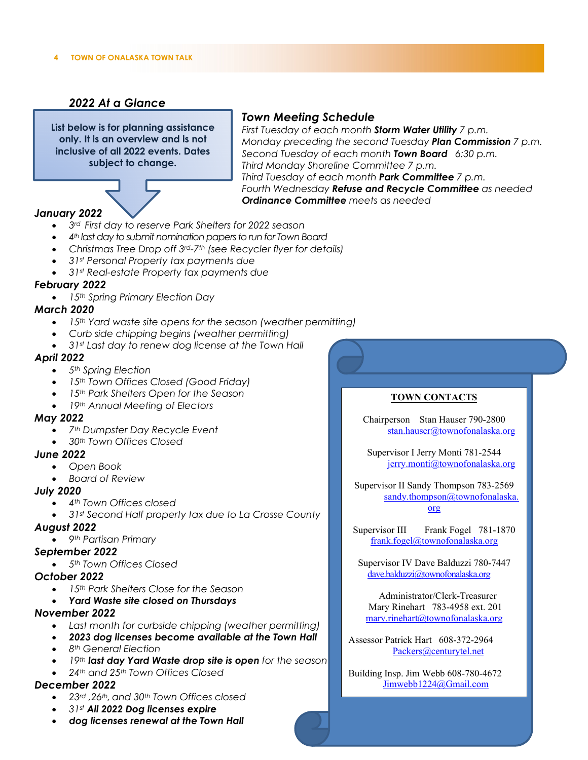## *2022 At a Glance*

**List below is for planning assistance only. It is an overview and is not inclusive of all 2022 events. Dates subject to change.**

## *Town Meeting Schedule*

*First Tuesday of each month* ***Storm Water Utility*** *7 p.m.*
*Monday preceding the second Tuesday* ***Plan Commission*** *7 p.m.*
*Second Tuesday of each month* ***Town Board*** *6:30 p.m.*
*Third Monday Shoreline Committee 7 p.m.*
*Third Tuesday of each month* ***Park Committee*** *7 p.m.*
*Fourth Wednesday* ***Refuse and Recycle Committee*** *as needed*
***Ordinance Committee*** *meets as needed*

### *January 2022*

- *3rd First day to reserve Park Shelters for 2022 season*
- *4th last day to submit nomination papers to run for Town Board*
- *Christmas Tree Drop off 3rd-7th (see Recycler flyer for details)*
- *31st Personal Property tax payments due*
- *31st Real-estate Property tax payments due*

### *February 2022*

- *15th Spring Primary Election Day*

### *March 2020*

- *15th Yard waste site opens for the season (weather permitting)*
- *Curb side chipping begins (weather permitting)*
- *31st Last day to renew dog license at the Town Hall*

### *April 2022*

- *5th Spring Election*
- *15th Town Offices Closed (Good Friday)*
- *15th Park Shelters Open for the Season*
- *19th Annual Meeting of Electors*

### *May 2022*

- *7th Dumpster Day Recycle Event*
- *30th Town Offices Closed*

### *June 2022*

- *Open Book*
- *Board of Review*

### *July 2020*

- *4th Town Offices closed*
- *31st Second Half property tax due to La Crosse County*

### *August 2022*

- *9th Partisan Primary*

### *September 2022*

- *5th Town Offices Closed*

### *October 2022*

- *15th Park Shelters Close for the Season*
- ***Yard Waste site closed on Thursdays***

### *November 2022*

- *Last month for curbside chipping (weather permitting)*
- ***2023 dog licenses become available at the Town Hall***
- *8th General Election*
- *19th* ***last day Yard Waste drop site is open*** *for the season*
- *24th and 25th Town Offices Closed*

### *December 2022*

- *23rd ,26th, and 30th Town Offices closed*
- *31st* ***All 2022 Dog licenses expire***
- ***dog licenses renewal at the Town Hall***

---

**TOWN CONTACTS**

Chairperson Stan Hauser 790-2800
stan.hauser@townofonalaska.org

Supervisor I Jerry Monti 781-2544
jerry.monti@townofonalaska.org

Supervisor II Sandy Thompson 783-2569
sandy.thompson@townofonalaska.org

Supervisor III Frank Fogel 781-1870
frank.fogel@townofonalaska.org

Supervisor IV Dave Balduzzi 780-7447
dave.balduzzi@townofonalaska.org

Administrator/Clerk-Treasurer
Mary Rinehart 783-4958 ext. 201
mary.rinehart@townofonalaska.org

Assessor Patrick Hart 608-372-2964
Packers@centurytel.net

Building Insp. Jim Webb 608-780-4672
Jimwebb1224@Gmail.com